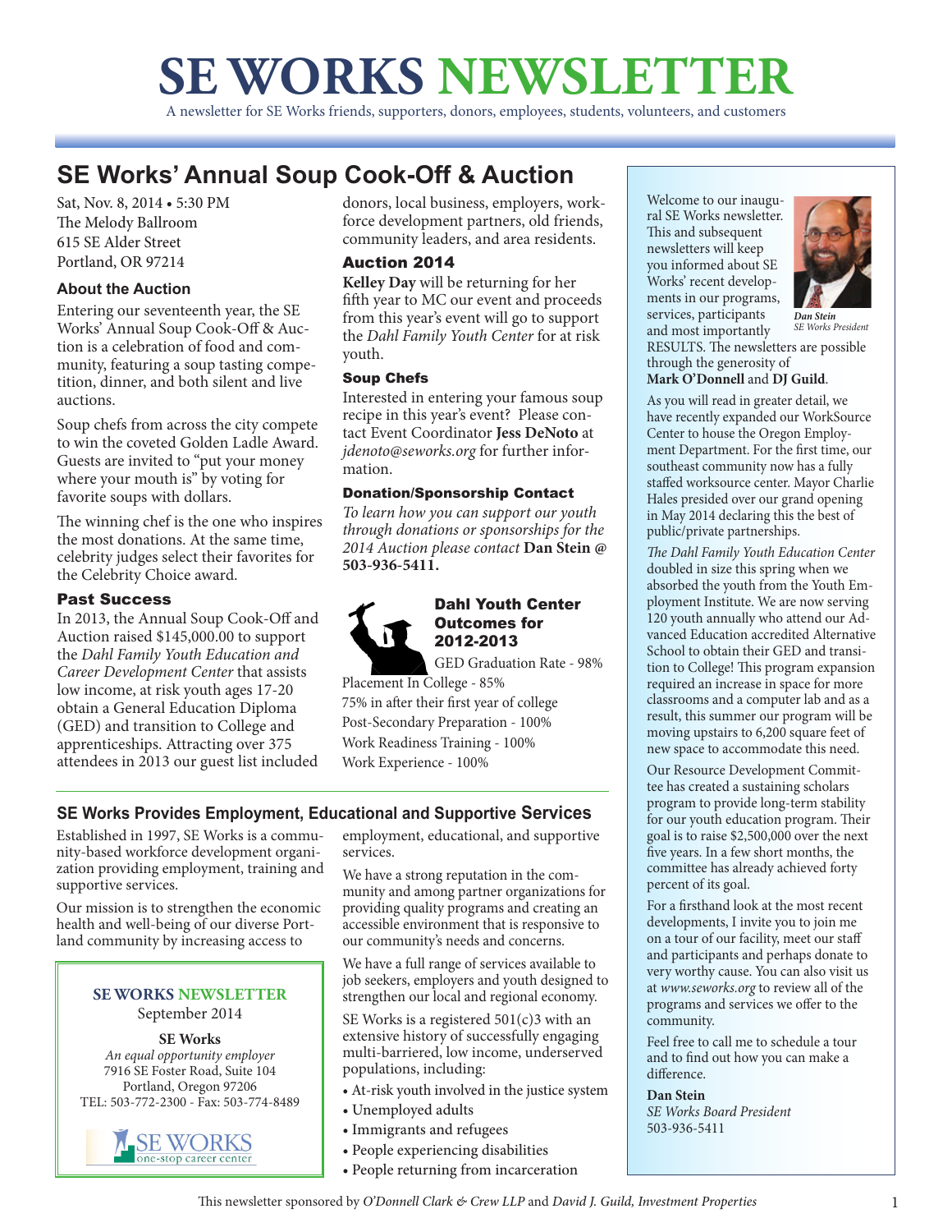# SE WORKS NEWSLETTER

A newsletter for SE Works friends, supporters, donors, employees, students, volunteers, and customers

## SE Works' Annual Soup Cook-Off & Auction

Sat, Nov. 8, 2014 • 5:30 PM
The Melody Ballroom
615 SE Alder Street
Portland, OR 97214

### About the Auction

Entering our seventeenth year, the SE Works' Annual Soup Cook-Off & Auction is a celebration of food and community, featuring a soup tasting competition, dinner, and both silent and live auctions.

Soup chefs from across the city compete to win the coveted Golden Ladle Award. Guests are invited to "put your money where your mouth is" by voting for favorite soups with dollars.

The winning chef is the one who inspires the most donations. At the same time, celebrity judges select their favorites for the Celebrity Choice award.

### Past Success

In 2013, the Annual Soup Cook-Off and Auction raised $145,000.00 to support the *Dahl Family Youth Education and Career Development Center* that assists low income, at risk youth ages 17-20 obtain a General Education Diploma (GED) and transition to College and apprenticeships. Attracting over 375 attendees in 2013 our guest list included donors, local business, employers, workforce development partners, old friends, community leaders, and area residents.

### Auction 2014

**Kelley Day** will be returning for her fifth year to MC our event and proceeds from this year's event will go to support the *Dahl Family Youth Center* for at risk youth.

### Soup Chefs

Interested in entering your famous soup recipe in this year's event? Please contact Event Coordinator **Jess DeNoto** at *jdenoto@seworks.org* for further information.

### Donation/Sponsorship Contact

*To learn how you can support our youth through donations or sponsorships for the 2014 Auction please contact* **Dan Stein @ 503-936-5411.**

### Dahl Youth Center Outcomes for 2012-2013

GED Graduation Rate - 98%
Placement In College - 85%
75% in after their first year of college
Post-Secondary Preparation - 100%
Work Readiness Training - 100%
Work Experience - 100%

## SE Works Provides Employment, Educational and Supportive Services

Established in 1997, SE Works is a community-based workforce development organization providing employment, training and supportive services.

Our mission is to strengthen the economic health and well-being of our diverse Portland community by increasing access to employment, educational, and supportive services.

We have a strong reputation in the community and among partner organizations for providing quality programs and creating an accessible environment that is responsive to our community's needs and concerns.

We have a full range of services available to job seekers, employers and youth designed to strengthen our local and regional economy.

SE Works is a registered 501(c)3 with an extensive history of successfully engaging multi-barriered, low income, underserved populations, including:

- At-risk youth involved in the justice system
- Unemployed adults
- Immigrants and refugees
- People experiencing disabilities
- People returning from incarceration

---

**SE WORKS NEWSLETTER**
September 2014

**SE Works**
*An equal opportunity employer*
7916 SE Foster Road, Suite 104
Portland, Oregon 97206
TEL: 503-772-2300 - Fax: 503-774-8489

SE WORKS one-stop career center

---

Welcome to our inaugural SE Works newsletter. This and subsequent newsletters will keep you informed about SE Works' recent developments in our programs, services, participants and most importantly RESULTS. The newsletters are possible through the generosity of **Mark O'Donnell** and **DJ Guild**.

***Dan Stein***
*SE Works President*

As you will read in greater detail, we have recently expanded our WorkSource Center to house the Oregon Employment Department. For the first time, our southeast community now has a fully staffed worksource center. Mayor Charlie Hales presided over our grand opening in May 2014 declaring this the best of public/private partnerships.

*The Dahl Family Youth Education Center* doubled in size this spring when we absorbed the youth from the Youth Employment Institute. We are now serving 120 youth annually who attend our Advanced Education accredited Alternative School to obtain their GED and transition to College! This program expansion required an increase in space for more classrooms and a computer lab and as a result, this summer our program will be moving upstairs to 6,200 square feet of new space to accommodate this need.

Our Resource Development Committee has created a sustaining scholars program to provide long-term stability for our youth education program. Their goal is to raise $2,500,000 over the next five years. In a few short months, the committee has already achieved forty percent of its goal.

For a firsthand look at the most recent developments, I invite you to join me on a tour of our facility, meet our staff and participants and perhaps donate to very worthy cause. You can also visit us at *www.seworks.org* to review all of the programs and services we offer to the community.

Feel free to call me to schedule a tour and to find out how you can make a difference.

**Dan Stein**
*SE Works Board President*
503-936-5411

---

This newsletter sponsored by *O'Donnell Clark & Crew LLP* and *David J. Guild, Investment Properties*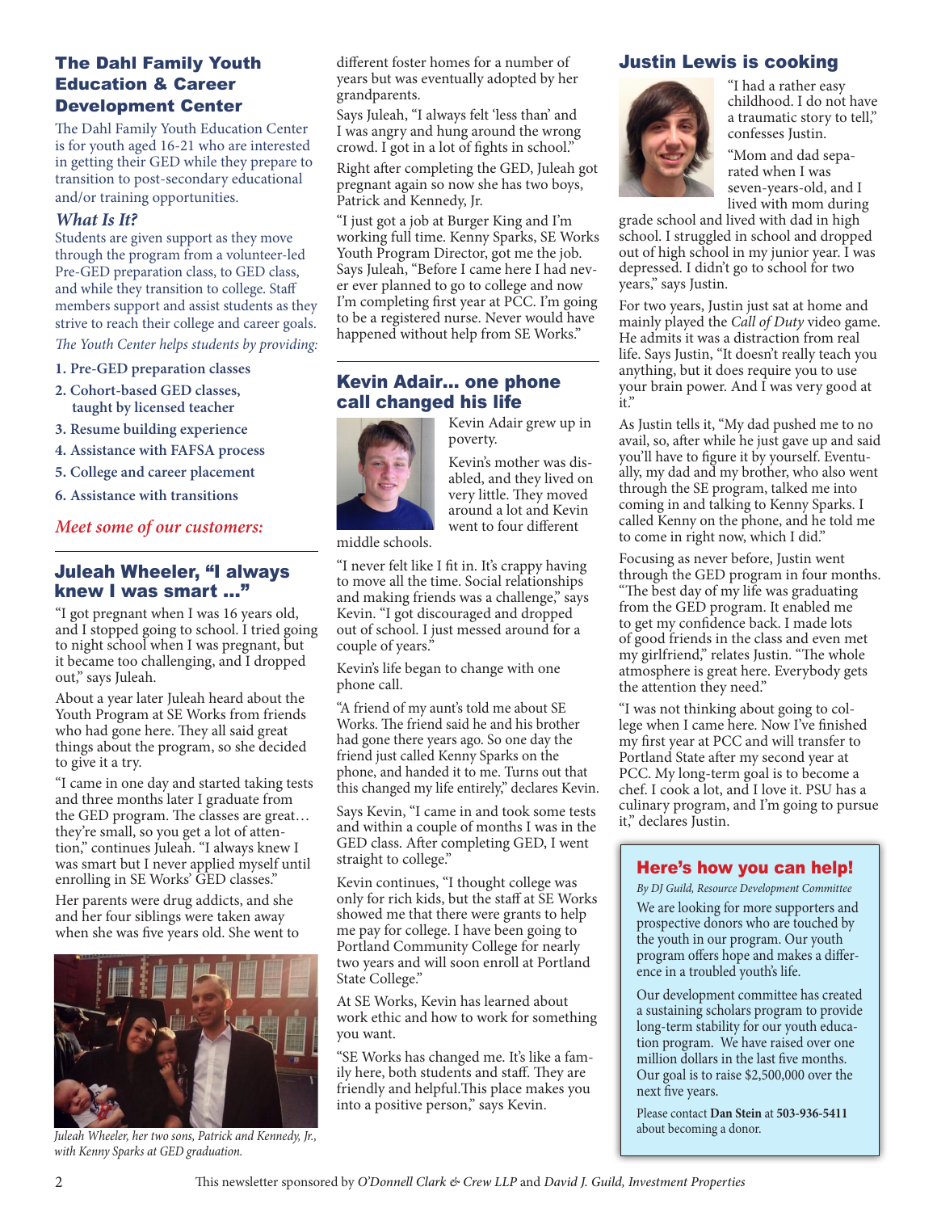## The Dahl Family Youth Education & Career Development Center

The Dahl Family Youth Education Center is for youth aged 16-21 who are interested in getting their GED while they prepare to transition to post-secondary educational and/or training opportunities.

### *What Is It?*

Students are given support as they move through the program from a volunteer-led Pre-GED preparation class, to GED class, and while they transition to college. Staff members support and assist students as they strive to reach their college and career goals.

*The Youth Center helps students by providing:*

1. Pre-GED preparation classes
2. Cohort-based GED classes, taught by licensed teacher
3. Resume building experience
4. Assistance with FAFSA process
5. College and career placement
6. Assistance with transitions

*Meet some of our customers:*

## Juleah Wheeler, "I always knew I was smart …"

"I got pregnant when I was 16 years old, and I stopped going to school. I tried going to night school when I was pregnant, but it became too challenging, and I dropped out," says Juleah.

About a year later Juleah heard about the Youth Program at SE Works from friends who had gone here. They all said great things about the program, so she decided to give it a try.

"I came in one day and started taking tests and three months later I graduate from the GED program. The classes are great… they're small, so you get a lot of attention," continues Juleah. "I always knew I was smart but I never applied myself until enrolling in SE Works' GED classes."

Her parents were drug addicts, and she and her four siblings were taken away when she was five years old. She went to different foster homes for a number of years but was eventually adopted by her grandparents.

Says Juleah, "I always felt 'less than' and I was angry and hung around the wrong crowd. I got in a lot of fights in school."

Right after completing the GED, Juleah got pregnant again so now she has two boys, Patrick and Kennedy, Jr.

"I just got a job at Burger King and I'm working full time. Kenny Sparks, SE Works Youth Program Director, got me the job. Says Juleah, "Before I came here I had never ever planned to go to college and now I'm completing first year at PCC. I'm going to be a registered nurse. Never would have happened without help from SE Works."

*Juleah Wheeler, her two sons, Patrick and Kennedy, Jr., with Kenny Sparks at GED graduation.*

## Kevin Adair… one phone call changed his life

Kevin Adair grew up in poverty.

Kevin's mother was disabled, and they lived on very little. They moved around a lot and Kevin went to four different middle schools.

"I never felt like I fit in. It's crappy having to move all the time. Social relationships and making friends was a challenge," says Kevin. "I got discouraged and dropped out of school. I just messed around for a couple of years."

Kevin's life began to change with one phone call.

"A friend of my aunt's told me about SE Works. The friend said he and his brother had gone there years ago. So one day the friend just called Kenny Sparks on the phone, and handed it to me. Turns out that this changed my life entirely," declares Kevin.

Says Kevin, "I came in and took some tests and within a couple of months I was in the GED class. After completing GED, I went straight to college."

Kevin continues, "I thought college was only for rich kids, but the staff at SE Works showed me that there were grants to help me pay for college. I have been going to Portland Community College for nearly two years and will soon enroll at Portland State College."

At SE Works, Kevin has learned about work ethic and how to work for something you want.

"SE Works has changed me. It's like a family here, both students and staff. They are friendly and helpful.This place makes you into a positive person," says Kevin.

## Justin Lewis is cooking

"I had a rather easy childhood. I do not have a traumatic story to tell," confesses Justin.

"Mom and dad separated when I was seven-years-old, and I lived with mom during grade school and lived with dad in high school. I struggled in school and dropped out of high school in my junior year. I was depressed. I didn't go to school for two years," says Justin.

For two years, Justin just sat at home and mainly played the *Call of Duty* video game. He admits it was a distraction from real life. Says Justin, "It doesn't really teach you anything, but it does require you to use your brain power. And I was very good at it."

As Justin tells it, "My dad pushed me to no avail, so, after while he just gave up and said you'll have to figure it by yourself. Eventually, my dad and my brother, who also went through the SE program, talked me into coming in and talking to Kenny Sparks. I called Kenny on the phone, and he told me to come in right now, which I did."

Focusing as never before, Justin went through the GED program in four months. "The best day of my life was graduating from the GED program. It enabled me to get my confidence back. I made lots of good friends in the class and even met my girlfriend," relates Justin. "The whole atmosphere is great here. Everybody gets the attention they need."

"I was not thinking about going to college when I came here. Now I've finished my first year at PCC and will transfer to Portland State after my second year at PCC. My long-term goal is to become a chef. I cook a lot, and I love it. PSU has a culinary program, and I'm going to pursue it," declares Justin.

## Here's how you can help!

*By DJ Guild, Resource Development Committee*

We are looking for more supporters and prospective donors who are touched by the youth in our program. Our youth program offers hope and makes a difference in a troubled youth's life.

Our development committee has created a sustaining scholars program to provide long-term stability for our youth education program. We have raised over one million dollars in the last five months. Our goal is to raise $2,500,000 over the next five years.

Please contact **Dan Stein** at **503-936-5411** about becoming a donor.

This newsletter sponsored by *O'Donnell Clark & Crew LLP* and *David J. Guild, Investment Properties*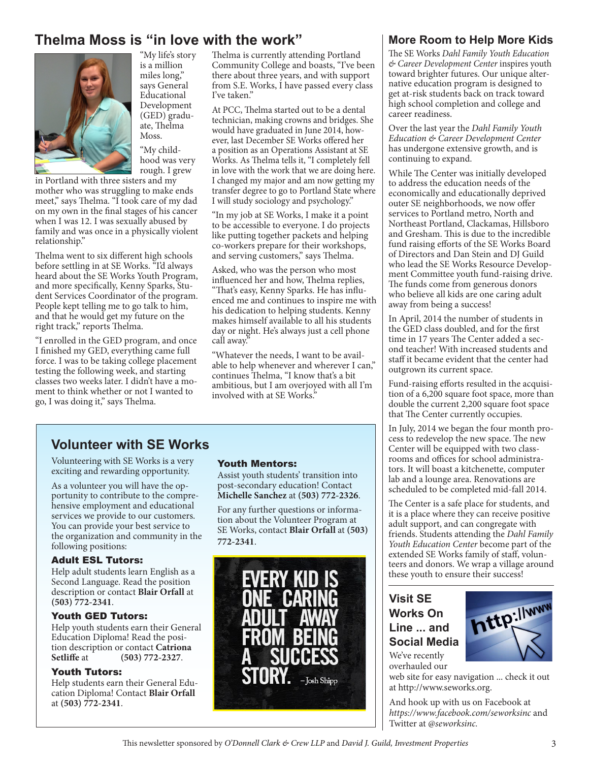## Thelma Moss is "in love with the work"

"My life's story is a million miles long," says General Educational Development (GED) graduate, Thelma Moss.

"My childhood was very rough. I grew in Portland with three sisters and my mother who was struggling to make ends meet," says Thelma. "I took care of my dad on my own in the final stages of his cancer when I was 12. I was sexually abused by family and was once in a physically violent relationship."

Thelma went to six different high schools before settling in at SE Works. "I'd always heard about the SE Works Youth Program, and more specifically, Kenny Sparks, Student Services Coordinator of the program. People kept telling me to go talk to him, and that he would get my future on the right track," reports Thelma.

"I enrolled in the GED program, and once I finished my GED, everything came full force. I was to be taking college placement testing the following week, and starting classes two weeks later. I didn't have a moment to think whether or not I wanted to go, I was doing it," says Thelma.

Thelma is currently attending Portland Community College and boasts, "I've been there about three years, and with support from S.E. Works, I have passed every class I've taken."

At PCC, Thelma started out to be a dental technician, making crowns and bridges. She would have graduated in June 2014, however, last December SE Works offered her a position as an Operations Assistant at SE Works. As Thelma tells it, "I completely fell in love with the work that we are doing here. I changed my major and am now getting my transfer degree to go to Portland State where I will study sociology and psychology."

"In my job at SE Works, I make it a point to be accessible to everyone. I do projects like putting together packets and helping co-workers prepare for their workshops, and serving customers," says Thelma.

Asked, who was the person who most influenced her and how, Thelma replies, "That's easy, Kenny Sparks. He has influenced me and continues to inspire me with his dedication to helping students. Kenny makes himself available to all his students day or night. He's always just a cell phone call away."

"Whatever the needs, I want to be available to help whenever and wherever I can," continues Thelma, "I know that's a bit ambitious, but I am overjoyed with all I'm involved with at SE Works."

## More Room to Help More Kids

The SE Works *Dahl Family Youth Education & Career Development Center* inspires youth toward brighter futures. Our unique alternative education program is designed to get at-risk students back on track toward high school completion and college and career readiness.

Over the last year the *Dahl Family Youth Education & Career Development Center* has undergone extensive growth, and is continuing to expand.

While The Center was initially developed to address the education needs of the economically and educationally deprived outer SE neighborhoods, we now offer services to Portland metro, North and Northeast Portland, Clackamas, Hillsboro and Gresham. This is due to the incredible fund raising efforts of the SE Works Board of Directors and Dan Stein and DJ Guild who lead the SE Works Resource Development Committee youth fund-raising drive. The funds come from generous donors who believe all kids are one caring adult away from being a success!

In April, 2014 the number of students in the GED class doubled, and for the first time in 17 years The Center added a second teacher! With increased students and staff it became evident that the center had outgrown its current space.

Fund-raising efforts resulted in the acquisition of a 6,200 square foot space, more than double the current 2,200 square foot space that The Center currently occupies.

In July, 2014 we began the four month process to redevelop the new space. The new Center will be equipped with two classrooms and offices for school administrators. It will boast a kitchenette, computer lab and a lounge area. Renovations are scheduled to be completed mid-fall 2014.

The Center is a safe place for students, and it is a place where they can receive positive adult support, and can congregate with friends. Students attending the *Dahl Family Youth Education Center* become part of the extended SE Works family of staff, volunteers and donors. We wrap a village around these youth to ensure their success!

## Volunteer with SE Works

Volunteering with SE Works is a very exciting and rewarding opportunity.

As a volunteer you will have the opportunity to contribute to the comprehensive employment and educational services we provide to our customers. You can provide your best service to the organization and community in the following positions:

### Adult ESL Tutors:

Help adult students learn English as a Second Language. Read the position description or contact **Blair Orfall** at **(503) 772-2341**.

### Youth GED Tutors:

Help youth students earn their General Education Diploma! Read the position description or contact **Catriona Setliffe** at **(503) 772-2327**.

### Youth Tutors:

Help students earn their General Education Diploma! Contact **Blair Orfall** at **(503) 772-2341**.

### Youth Mentors:

Assist youth students' transition into post-secondary education! Contact **Michelle Sanchez** at **(503) 772-2326**.

For any further questions or information about the Volunteer Program at SE Works, contact **Blair Orfall** at **(503) 772-2341**.

EVERY KID IS ONE CARING ADULT AWAY FROM BEING A SUCCESS STORY. – Josh Shipp

## Visit SE Works On Line ... and Social Media

We've recently overhauled our web site for easy navigation ... check it out at http://www.seworks.org.

And hook up with us on Facebook at *https://www.facebook.com/seworksinc* and Twitter at *@seworksinc.*

This newsletter sponsored by *O'Donnell Clark & Crew LLP* and *David J. Guild, Investment Properties*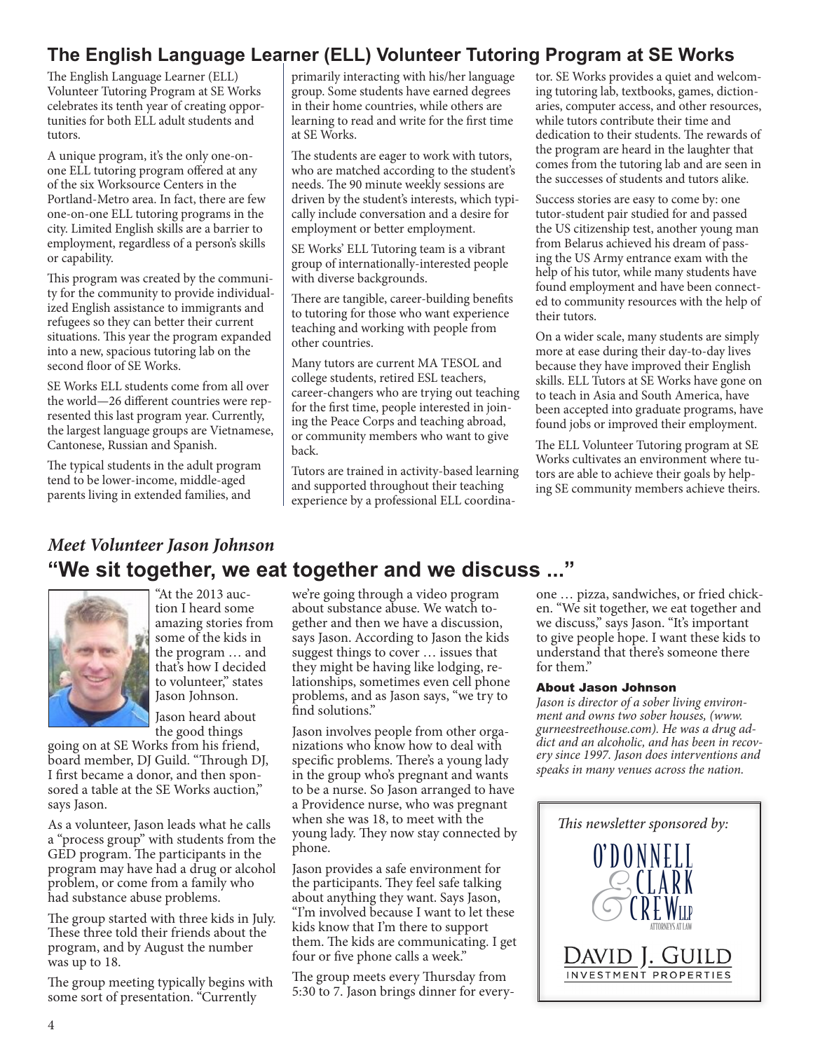## The English Language Learner (ELL) Volunteer Tutoring Program at SE Works

The English Language Learner (ELL) Volunteer Tutoring Program at SE Works celebrates its tenth year of creating opportunities for both ELL adult students and tutors.

A unique program, it's the only one-on-one ELL tutoring program offered at any of the six Worksource Centers in the Portland-Metro area. In fact, there are few one-on-one ELL tutoring programs in the city. Limited English skills are a barrier to employment, regardless of a person's skills or capability.

This program was created by the community for the community to provide individualized English assistance to immigrants and refugees so they can better their current situations. This year the program expanded into a new, spacious tutoring lab on the second floor of SE Works.

SE Works ELL students come from all over the world—26 different countries were represented this last program year. Currently, the largest language groups are Vietnamese, Cantonese, Russian and Spanish.

The typical students in the adult program tend to be lower-income, middle-aged parents living in extended families, and primarily interacting with his/her language group. Some students have earned degrees in their home countries, while others are learning to read and write for the first time at SE Works.

The students are eager to work with tutors, who are matched according to the student's needs. The 90 minute weekly sessions are driven by the student's interests, which typically include conversation and a desire for employment or better employment.

SE Works' ELL Tutoring team is a vibrant group of internationally-interested people with diverse backgrounds.

There are tangible, career-building benefits to tutoring for those who want experience teaching and working with people from other countries.

Many tutors are current MA TESOL and college students, retired ESL teachers, career-changers who are trying out teaching for the first time, people interested in joining the Peace Corps and teaching abroad, or community members who want to give back.

Tutors are trained in activity-based learning and supported throughout their teaching experience by a professional ELL coordinator. SE Works provides a quiet and welcoming tutoring lab, textbooks, games, dictionaries, computer access, and other resources, while tutors contribute their time and dedication to their students. The rewards of the program are heard in the laughter that comes from the tutoring lab and are seen in the successes of students and tutors alike.

Success stories are easy to come by: one tutor-student pair studied for and passed the US citizenship test, another young man from Belarus achieved his dream of passing the US Army entrance exam with the help of his tutor, while many students have found employment and have been connected to community resources with the help of their tutors.

On a wider scale, many students are simply more at ease during their day-to-day lives because they have improved their English skills. ELL Tutors at SE Works have gone on to teach in Asia and South America, have been accepted into graduate programs, have found jobs or improved their employment.

The ELL Volunteer Tutoring program at SE Works cultivates an environment where tutors are able to achieve their goals by helping SE community members achieve theirs.

### *Meet Volunteer Jason Johnson*

## "We sit together, we eat together and we discuss ..."

"At the 2013 auction I heard some amazing stories from some of the kids in the program … and that's how I decided to volunteer," states Jason Johnson.

Jason heard about the good things going on at SE Works from his friend, board member, DJ Guild. "Through DJ, I first became a donor, and then sponsored a table at the SE Works auction," says Jason.

As a volunteer, Jason leads what he calls a "process group" with students from the GED program. The participants in the program may have had a drug or alcohol problem, or come from a family who had substance abuse problems.

The group started with three kids in July. These three told their friends about the program, and by August the number was up to 18.

The group meeting typically begins with some sort of presentation. "Currently we're going through a video program about substance abuse. We watch together and then we have a discussion, says Jason. According to Jason the kids suggest things to cover … issues that they might be having like lodging, relationships, sometimes even cell phone problems, and as Jason says, "we try to find solutions."

Jason involves people from other organizations who know how to deal with specific problems. There's a young lady in the group who's pregnant and wants to be a nurse. So Jason arranged to have a Providence nurse, who was pregnant when she was 18, to meet with the young lady. They now stay connected by phone.

Jason provides a safe environment for the participants. They feel safe talking about anything they want. Says Jason, "I'm involved because I want to let these kids know that I'm there to support them. The kids are communicating. I get four or five phone calls a week."

The group meets every Thursday from 5:30 to 7. Jason brings dinner for everyone … pizza, sandwiches, or fried chicken. "We sit together, we eat together and we discuss," says Jason. "It's important to give people hope. I want these kids to understand that there's someone there for them."

#### About Jason Johnson

*Jason is director of a sober living environment and owns two sober houses, (www.gurneestreethouse.com). He was a drug addict and an alcoholic, and has been in recovery since 1997. Jason does interventions and speaks in many venues across the nation.*

*This newsletter sponsored by:*

O'DONNELL CLARK & CREW LLP
ATTORNEYS AT LAW

DAVID J. GUILD
INVESTMENT PROPERTIES